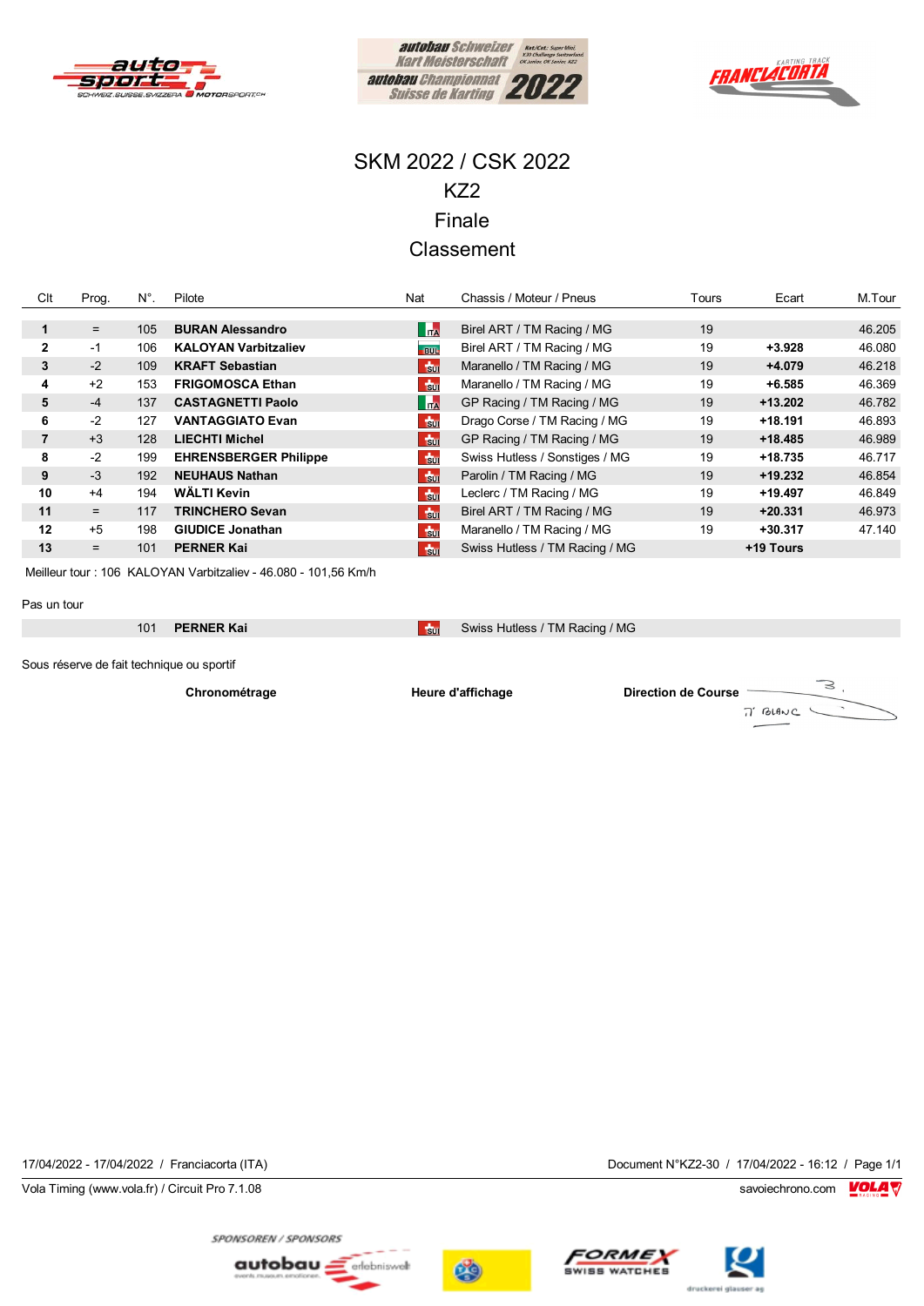# SKM 2022 / CSK 2022

## KZ2

## Finale

## Classement

| Clt | Prog. | N°. | Pilote | Nat | Chassis / Moteur / Pneus | Tours | Ecart | M.Tour |
|---|---|---|---|---|---|---|---|---|
| **1** | = | 105 | **BURAN Alessandro** | ITA | Birel ART / TM Racing / MG | 19 | | 46.205 |
| **2** | -1 | 106 | **KALOYAN Varbitzaliev** | BUL | Birel ART / TM Racing / MG | 19 | **+3.928** | 46.080 |
| **3** | -2 | 109 | **KRAFT Sebastian** | SUI | Maranello / TM Racing / MG | 19 | **+4.079** | 46.218 |
| **4** | +2 | 153 | **FRIGOMOSCA Ethan** | SUI | Maranello / TM Racing / MG | 19 | **+6.585** | 46.369 |
| **5** | -4 | 137 | **CASTAGNETTI Paolo** | ITA | GP Racing / TM Racing / MG | 19 | **+13.202** | 46.782 |
| **6** | -2 | 127 | **VANTAGGIATO Evan** | SUI | Drago Corse / TM Racing / MG | 19 | **+18.191** | 46.893 |
| **7** | +3 | 128 | **LIECHTI Michel** | SUI | GP Racing / TM Racing / MG | 19 | **+18.485** | 46.989 |
| **8** | -2 | 199 | **EHRENSBERGER Philippe** | SUI | Swiss Hutless / Sonstiges / MG | 19 | **+18.735** | 46.717 |
| **9** | -3 | 192 | **NEUHAUS Nathan** | SUI | Parolin / TM Racing / MG | 19 | **+19.232** | 46.854 |
| **10** | +4 | 194 | **WÄLTI Kevin** | SUI | Leclerc / TM Racing / MG | 19 | **+19.497** | 46.849 |
| **11** | = | 117 | **TRINCHERO Sevan** | SUI | Birel ART / TM Racing / MG | 19 | **+20.331** | 46.973 |
| **12** | +5 | 198 | **GIUDICE Jonathan** | SUI | Maranello / TM Racing / MG | 19 | **+30.317** | 47.140 |
| **13** | = | 101 | **PERNER Kai** | SUI | Swiss Hutless / TM Racing / MG | | **+19 Tours** | |

Meilleur tour : 106 KALOYAN Varbitzaliev - 46.080 - 101,56 Km/h

Pas un tour

| N°. | Pilote | Nat | Chassis / Moteur / Pneus |
|---|---|---|---|
| 101 | **PERNER Kai** | SUI | Swiss Hutless / TM Racing / MG |

Sous réserve de fait technique ou sportif

**Chronométrage** **Heure d'affichage** **Direction de Course**

17/04/2022 - 17/04/2022 / Franciacorta (ITA)

Document N°KZ2-30 / 17/04/2022 - 16:12

Vola Timing (www.vola.fr) / Circuit Pro 7.1.08

savoiechrono.com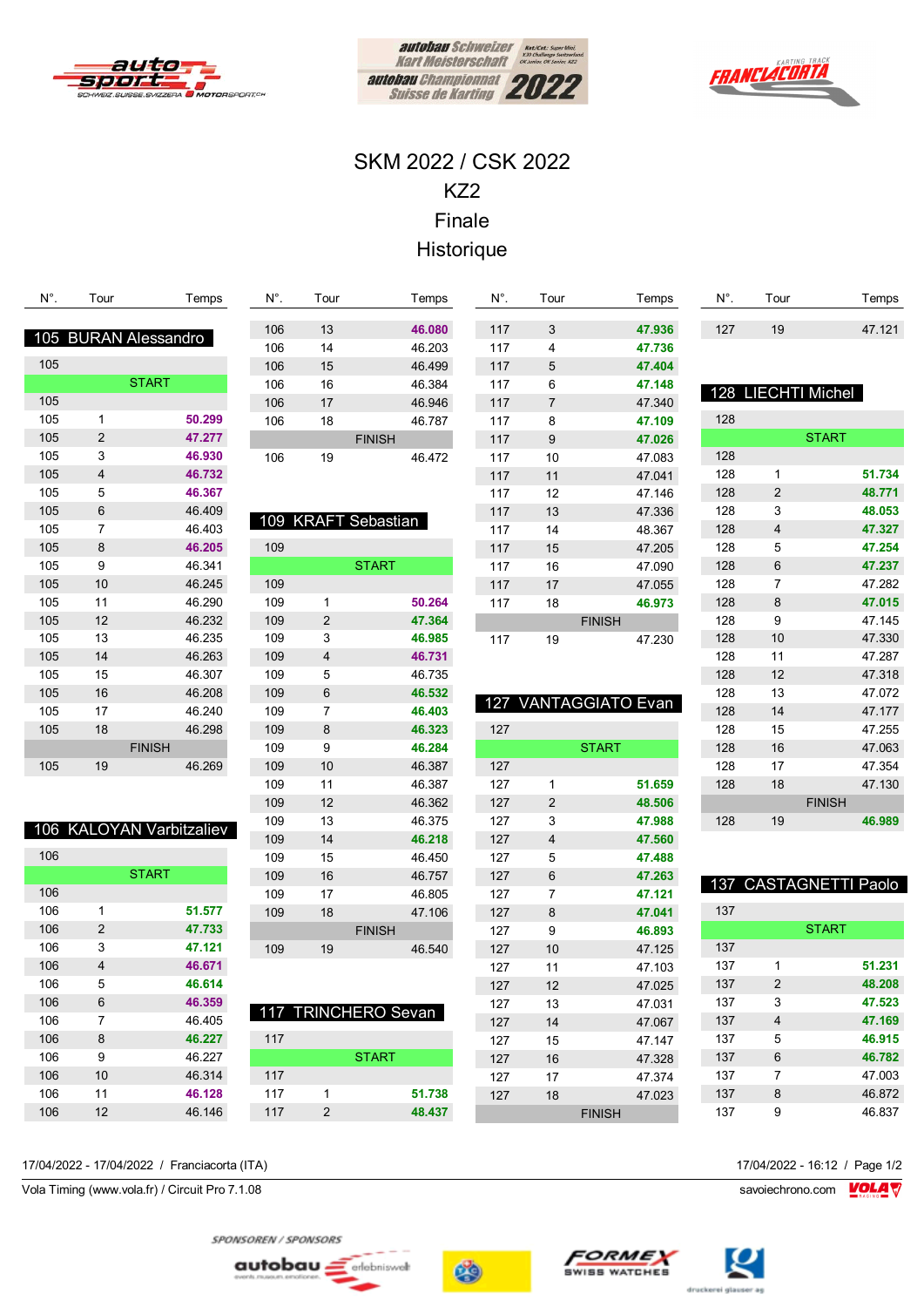# SKM 2022 / CSK 2022

## KZ2

## Finale

## Historique

### 105 BURAN Alessandro

| N°. | Tour | Temps |
|---|---|---|
| 105 | | |
| | START | |
| 105 | | |
| 105 | 1 | 50.299 |
| 105 | 2 | 47.277 |
| 105 | 3 | 46.930 |
| 105 | 4 | 46.732 |
| 105 | 5 | 46.367 |
| 105 | 6 | 46.409 |
| 105 | 7 | 46.403 |
| 105 | 8 | 46.205 |
| 105 | 9 | 46.341 |
| 105 | 10 | 46.245 |
| 105 | 11 | 46.290 |
| 105 | 12 | 46.232 |
| 105 | 13 | 46.235 |
| 105 | 14 | 46.263 |
| 105 | 15 | 46.307 |
| 105 | 16 | 46.208 |
| 105 | 17 | 46.240 |
| 105 | 18 | 46.298 |
| | FINISH | |
| 105 | 19 | 46.269 |

### 106 KALOYAN Varbitzaliev

| N°. | Tour | Temps |
|---|---|---|
| 106 | | |
| | START | |
| 106 | | |
| 106 | 1 | 51.577 |
| 106 | 2 | 47.733 |
| 106 | 3 | 47.121 |
| 106 | 4 | 46.671 |
| 106 | 5 | 46.614 |
| 106 | 6 | 46.359 |
| 106 | 7 | 46.405 |
| 106 | 8 | 46.227 |
| 106 | 9 | 46.227 |
| 106 | 10 | 46.314 |
| 106 | 11 | 46.128 |
| 106 | 12 | 46.146 |
| 106 | 13 | 46.080 |
| 106 | 14 | 46.203 |
| 106 | 15 | 46.499 |
| 106 | 16 | 46.384 |
| 106 | 17 | 46.946 |
| 106 | 18 | 46.787 |
| | FINISH | |
| 106 | 19 | 46.472 |

### 109 KRAFT Sebastian

| N°. | Tour | Temps |
|---|---|---|
| 109 | | |
| | START | |
| 109 | | |
| 109 | 1 | 50.264 |
| 109 | 2 | 47.364 |
| 109 | 3 | 46.985 |
| 109 | 4 | 46.731 |
| 109 | 5 | 46.735 |
| 109 | 6 | 46.532 |
| 109 | 7 | 46.403 |
| 109 | 8 | 46.323 |
| 109 | 9 | 46.284 |
| 109 | 10 | 46.387 |
| 109 | 11 | 46.387 |
| 109 | 12 | 46.362 |
| 109 | 13 | 46.375 |
| 109 | 14 | 46.218 |
| 109 | 15 | 46.450 |
| 109 | 16 | 46.757 |
| 109 | 17 | 46.805 |
| 109 | 18 | 47.106 |
| | FINISH | |
| 109 | 19 | 46.540 |

### 117 TRINCHERO Sevan

| N°. | Tour | Temps |
|---|---|---|
| 117 | | |
| | START | |
| 117 | | |
| 117 | 1 | 51.738 |
| 117 | 2 | 48.437 |
| 117 | 3 | 47.936 |
| 117 | 4 | 47.736 |
| 117 | 5 | 47.404 |
| 117 | 6 | 47.148 |
| 117 | 7 | 47.340 |
| 117 | 8 | 47.109 |
| 117 | 9 | 47.026 |
| 117 | 10 | 47.083 |
| 117 | 11 | 47.041 |
| 117 | 12 | 47.146 |
| 117 | 13 | 47.336 |
| 117 | 14 | 48.367 |
| 117 | 15 | 47.205 |
| 117 | 16 | 47.090 |
| 117 | 17 | 47.055 |
| 117 | 18 | 46.973 |
| | FINISH | |
| 117 | 19 | 47.230 |

### 127 VANTAGGIATO Evan

| N°. | Tour | Temps |
|---|---|---|
| 127 | | |
| | START | |
| 127 | | |
| 127 | 1 | 51.659 |
| 127 | 2 | 48.506 |
| 127 | 3 | 47.988 |
| 127 | 4 | 47.560 |
| 127 | 5 | 47.488 |
| 127 | 6 | 47.263 |
| 127 | 7 | 47.121 |
| 127 | 8 | 47.041 |
| 127 | 9 | 46.893 |
| 127 | 10 | 47.125 |
| 127 | 11 | 47.103 |
| 127 | 12 | 47.025 |
| 127 | 13 | 47.031 |
| 127 | 14 | 47.067 |
| 127 | 15 | 47.147 |
| 127 | 16 | 47.328 |
| 127 | 17 | 47.374 |
| 127 | 18 | 47.023 |
| | FINISH | |
| 127 | 19 | 47.121 |

### 128 LIECHTI Michel

| N°. | Tour | Temps |
|---|---|---|
| 128 | | |
| | START | |
| 128 | | |
| 128 | 1 | 51.734 |
| 128 | 2 | 48.771 |
| 128 | 3 | 48.053 |
| 128 | 4 | 47.327 |
| 128 | 5 | 47.254 |
| 128 | 6 | 47.237 |
| 128 | 7 | 47.282 |
| 128 | 8 | 47.015 |
| 128 | 9 | 47.145 |
| 128 | 10 | 47.330 |
| 128 | 11 | 47.287 |
| 128 | 12 | 47.318 |
| 128 | 13 | 47.072 |
| 128 | 14 | 47.177 |
| 128 | 15 | 47.255 |
| 128 | 16 | 47.063 |
| 128 | 17 | 47.354 |
| 128 | 18 | 47.130 |
| | FINISH | |
| 128 | 19 | 46.989 |

### 137 CASTAGNETTI Paolo

| N°. | Tour | Temps |
|---|---|---|
| 137 | | |
| | START | |
| 137 | | |
| 137 | 1 | 51.231 |
| 137 | 2 | 48.208 |
| 137 | 3 | 47.523 |
| 137 | 4 | 47.169 |
| 137 | 5 | 46.915 |
| 137 | 6 | 46.782 |
| 137 | 7 | 47.003 |
| 137 | 8 | 46.872 |
| 137 | 9 | 46.837 |

17/04/2022 - 17/04/2022 / Franciacorta (ITA) — 17/04/2022 - 16:12

Vola Timing (www.vola.fr) / Circuit Pro 7.1.08 — savoiechrono.com

SPONSOREN / SPONSORS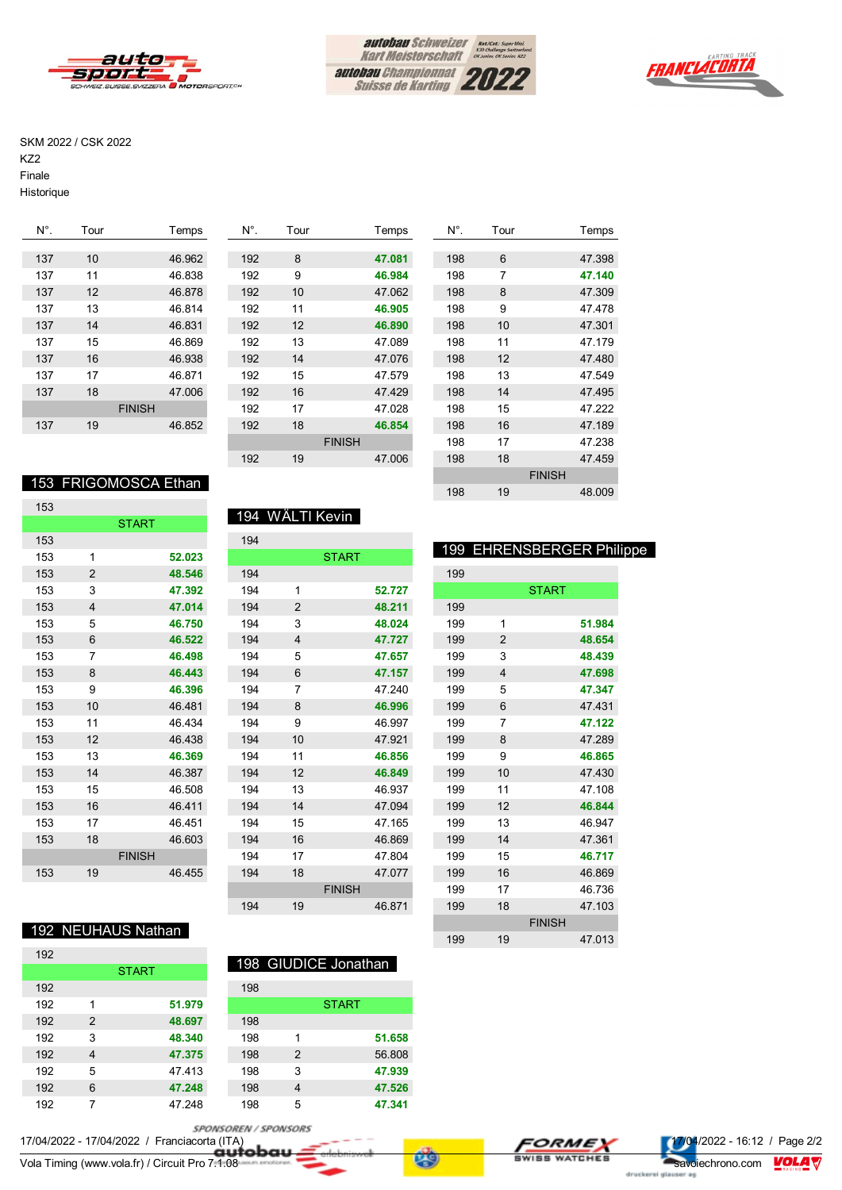SKM 2022 / CSK 2022
KZ2
Finale
Historique

| N°. | Tour | Temps |
|---|---|---|
| 137 | 10 | 46.962 |
| 137 | 11 | 46.838 |
| 137 | 12 | 46.878 |
| 137 | 13 | 46.814 |
| 137 | 14 | 46.831 |
| 137 | 15 | 46.869 |
| 137 | 16 | 46.938 |
| 137 | 17 | 46.871 |
| 137 | 18 | 47.006 |
| | FINISH | |
| 137 | 19 | 46.852 |

## 153 FRIGOMOSCA Ethan

| N°. | Tour | Temps |
|---|---|---|
| 153 | | |
| | START | |
| 153 | | |
| 153 | 1 | **52.023** |
| 153 | 2 | **48.546** |
| 153 | 3 | **47.392** |
| 153 | 4 | **47.014** |
| 153 | 5 | **46.750** |
| 153 | 6 | **46.522** |
| 153 | 7 | **46.498** |
| 153 | 8 | **46.443** |
| 153 | 9 | **46.396** |
| 153 | 10 | 46.481 |
| 153 | 11 | 46.434 |
| 153 | 12 | 46.438 |
| 153 | 13 | **46.369** |
| 153 | 14 | 46.387 |
| 153 | 15 | 46.508 |
| 153 | 16 | 46.411 |
| 153 | 17 | 46.451 |
| 153 | 18 | 46.603 |
| | FINISH | |
| 153 | 19 | 46.455 |

## 192 NEUHAUS Nathan

| N°. | Tour | Temps |
|---|---|---|
| 192 | | |
| | START | |
| 192 | | |
| 192 | 1 | **51.979** |
| 192 | 2 | **48.697** |
| 192 | 3 | **48.340** |
| 192 | 4 | **47.375** |
| 192 | 5 | 47.413 |
| 192 | 6 | **47.248** |
| 192 | 7 | 47.248 |
| 192 | 8 | **47.081** |
| 192 | 9 | **46.984** |
| 192 | 10 | 47.062 |
| 192 | 11 | **46.905** |
| 192 | 12 | **46.890** |
| 192 | 13 | 47.089 |
| 192 | 14 | 47.076 |
| 192 | 15 | 47.579 |
| 192 | 16 | 47.429 |
| 192 | 17 | 47.028 |
| 192 | 18 | **46.854** |
| | FINISH | |
| 192 | 19 | 47.006 |

## 194 WÄLTI Kevin

| N°. | Tour | Temps |
|---|---|---|
| 194 | | |
| | START | |
| 194 | | |
| 194 | 1 | **52.727** |
| 194 | 2 | **48.211** |
| 194 | 3 | **48.024** |
| 194 | 4 | **47.727** |
| 194 | 5 | **47.657** |
| 194 | 6 | **47.157** |
| 194 | 7 | 47.240 |
| 194 | 8 | **46.996** |
| 194 | 9 | 46.997 |
| 194 | 10 | 47.921 |
| 194 | 11 | **46.856** |
| 194 | 12 | **46.849** |
| 194 | 13 | 46.937 |
| 194 | 14 | 47.094 |
| 194 | 15 | 47.165 |
| 194 | 16 | 46.869 |
| 194 | 17 | 47.804 |
| 194 | 18 | 47.077 |
| | FINISH | |
| 194 | 19 | 46.871 |

## 198 GIUDICE Jonathan

| N°. | Tour | Temps |
|---|---|---|
| 198 | | |
| | START | |
| 198 | | |
| 198 | 1 | **51.658** |
| 198 | 2 | 56.808 |
| 198 | 3 | **47.939** |
| 198 | 4 | **47.526** |
| 198 | 5 | **47.341** |
| 198 | 6 | 47.398 |
| 198 | 7 | **47.140** |
| 198 | 8 | 47.309 |
| 198 | 9 | 47.478 |
| 198 | 10 | 47.301 |
| 198 | 11 | 47.179 |
| 198 | 12 | 47.480 |
| 198 | 13 | 47.549 |
| 198 | 14 | 47.495 |
| 198 | 15 | 47.222 |
| 198 | 16 | 47.189 |
| 198 | 17 | 47.238 |
| 198 | 18 | 47.459 |
| | FINISH | |
| 198 | 19 | 48.009 |

## 199 EHRENSBERGER Philippe

| N°. | Tour | Temps |
|---|---|---|
| 199 | | |
| | START | |
| 199 | | |
| 199 | 1 | **51.984** |
| 199 | 2 | **48.654** |
| 199 | 3 | **48.439** |
| 199 | 4 | **47.698** |
| 199 | 5 | **47.347** |
| 199 | 6 | 47.431 |
| 199 | 7 | **47.122** |
| 199 | 8 | 47.289 |
| 199 | 9 | **46.865** |
| 199 | 10 | 47.430 |
| 199 | 11 | 47.108 |
| 199 | 12 | **46.844** |
| 199 | 13 | 46.947 |
| 199 | 14 | 47.361 |
| 199 | 15 | **46.717** |
| 199 | 16 | 46.869 |
| 199 | 17 | 46.736 |
| 199 | 18 | 47.103 |
| | FINISH | |
| 199 | 19 | 47.013 |

17/04/2022 - 17/04/2022 / Franciacorta (ITA)
Vola Timing (www.vola.fr) / Circuit Pro 7.1.08
17/04/2022 - 16:12
savoiechrono.com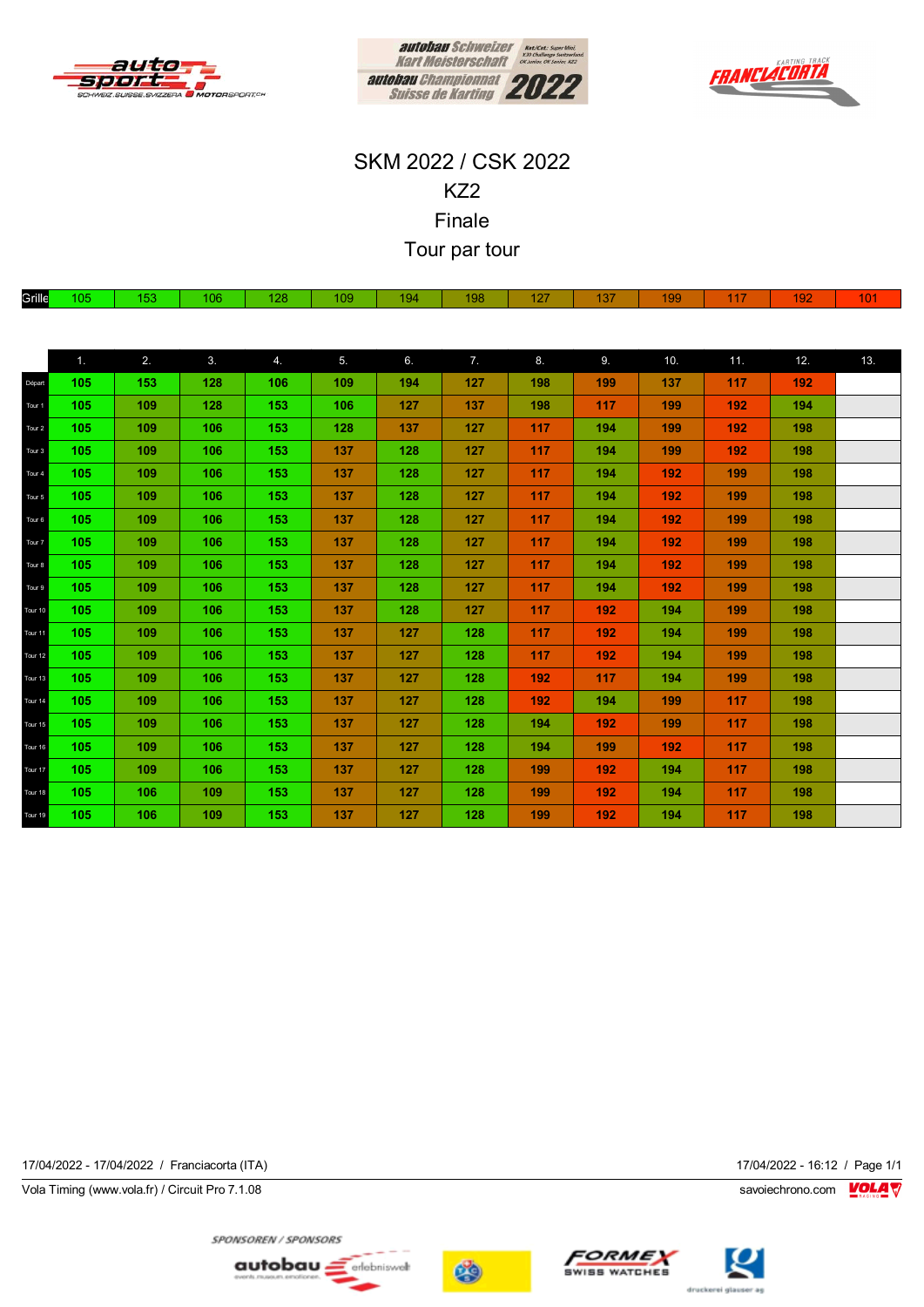# SKM 2022 / CSK 2022

## KZ2

## Finale

## Tour par tour

| Grille | 105 | 153 | 106 | 128 | 109 | 194 | 198 | 127 | 137 | 199 | 117 | 192 | 101 |
|---|---|---|---|---|---|---|---|---|---|---|---|---|---|

| | 1. | 2. | 3. | 4. | 5. | 6. | 7. | 8. | 9. | 10. | 11. | 12. | 13. |
|---|---|---|---|---|---|---|---|---|---|---|---|---|---|
| Départ | 105 | 153 | 128 | 106 | 109 | 194 | 127 | 198 | 199 | 137 | 117 | 192 | |
| Tour 1 | 105 | 109 | 128 | 153 | 106 | 127 | 137 | 198 | 117 | 199 | 192 | 194 | |
| Tour 2 | 105 | 109 | 106 | 153 | 128 | 137 | 127 | 117 | 194 | 199 | 192 | 198 | |
| Tour 3 | 105 | 109 | 106 | 153 | 137 | 128 | 127 | 117 | 194 | 199 | 192 | 198 | |
| Tour 4 | 105 | 109 | 106 | 153 | 137 | 128 | 127 | 117 | 194 | 192 | 199 | 198 | |
| Tour 5 | 105 | 109 | 106 | 153 | 137 | 128 | 127 | 117 | 194 | 192 | 199 | 198 | |
| Tour 6 | 105 | 109 | 106 | 153 | 137 | 128 | 127 | 117 | 194 | 192 | 199 | 198 | |
| Tour 7 | 105 | 109 | 106 | 153 | 137 | 128 | 127 | 117 | 194 | 192 | 199 | 198 | |
| Tour 8 | 105 | 109 | 106 | 153 | 137 | 128 | 127 | 117 | 194 | 192 | 199 | 198 | |
| Tour 9 | 105 | 109 | 106 | 153 | 137 | 128 | 127 | 117 | 194 | 192 | 199 | 198 | |
| Tour 10 | 105 | 109 | 106 | 153 | 137 | 128 | 127 | 117 | 192 | 194 | 199 | 198 | |
| Tour 11 | 105 | 109 | 106 | 153 | 137 | 127 | 128 | 117 | 192 | 194 | 199 | 198 | |
| Tour 12 | 105 | 109 | 106 | 153 | 137 | 127 | 128 | 117 | 192 | 194 | 199 | 198 | |
| Tour 13 | 105 | 109 | 106 | 153 | 137 | 127 | 128 | 192 | 117 | 194 | 199 | 198 | |
| Tour 14 | 105 | 109 | 106 | 153 | 137 | 127 | 128 | 192 | 194 | 199 | 117 | 198 | |
| Tour 15 | 105 | 109 | 106 | 153 | 137 | 127 | 128 | 194 | 192 | 199 | 117 | 198 | |
| Tour 16 | 105 | 109 | 106 | 153 | 137 | 127 | 128 | 194 | 199 | 192 | 117 | 198 | |
| Tour 17 | 105 | 109 | 106 | 153 | 137 | 127 | 128 | 199 | 192 | 194 | 117 | 198 | |
| Tour 18 | 105 | 106 | 109 | 153 | 137 | 127 | 128 | 199 | 192 | 194 | 117 | 198 | |
| Tour 19 | 105 | 106 | 109 | 153 | 137 | 127 | 128 | 199 | 192 | 194 | 117 | 198 | |

17/04/2022 - 17/04/2022 / Franciacorta (ITA)

17/04/2022 - 16:12 / Page 1/1

Vola Timing (www.vola.fr) / Circuit Pro 7.1.08

savoiechrono.com

SPONSOREN / SPONSORS